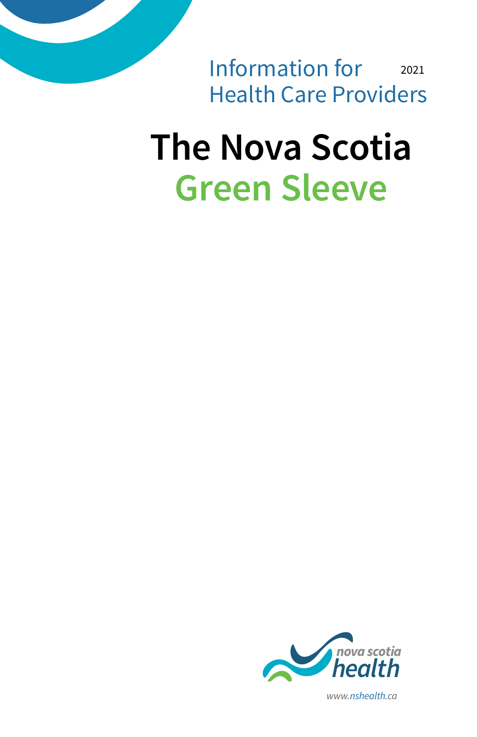Information for Health Care Providers

2021

# The Nova Scotia Green Sleeve

nova scotia health

www.nshealth.ca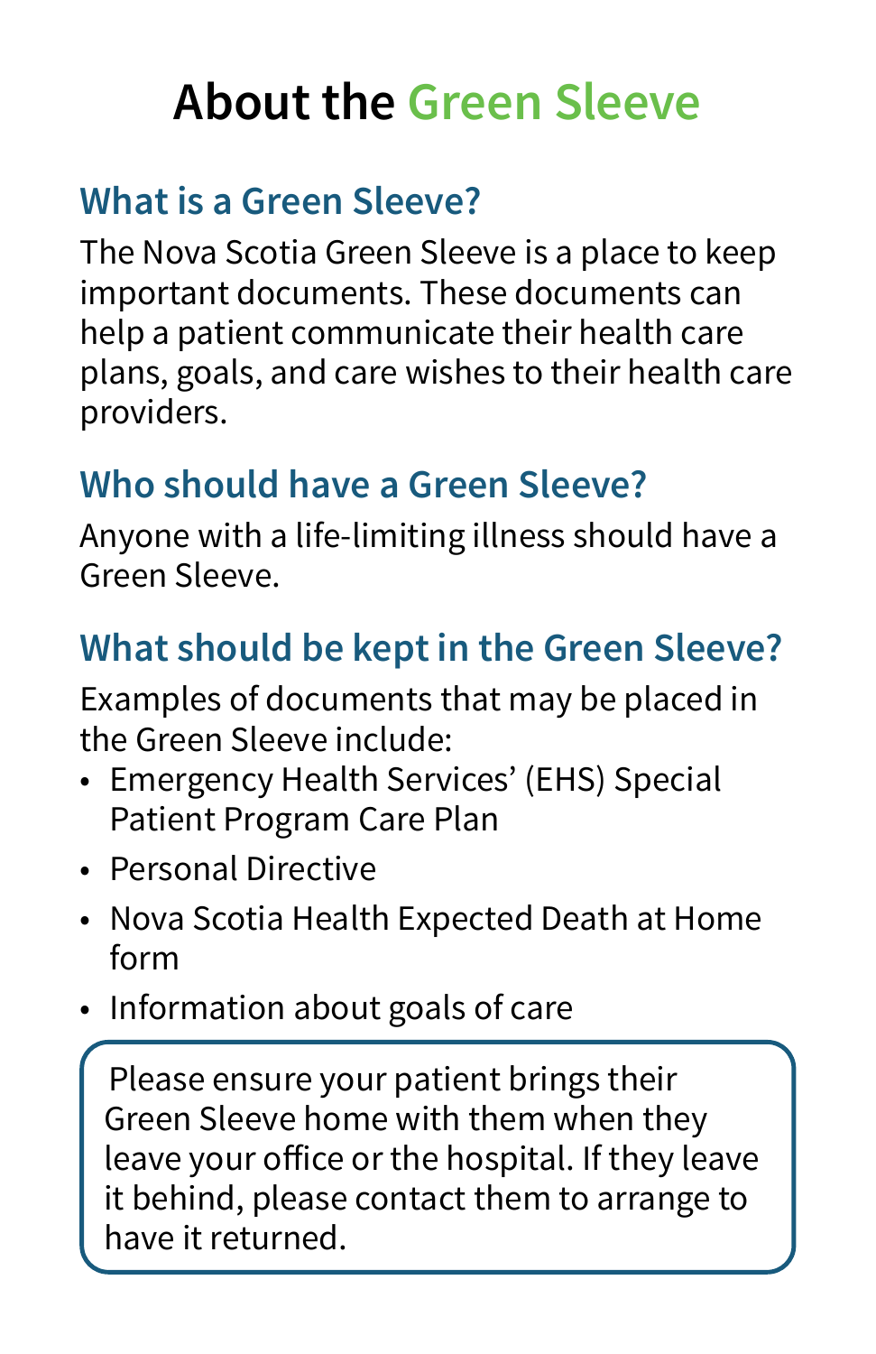# About the Green Sleeve

## What is a Green Sleeve?

The Nova Scotia Green Sleeve is a place to keep important documents. These documents can help a patient communicate their health care plans, goals, and care wishes to their health care providers.

## Who should have a Green Sleeve?

Anyone with a life-limiting illness should have a Green Sleeve.

## What should be kept in the Green Sleeve?

Examples of documents that may be placed in the Green Sleeve include:

- Emergency Health Services' (EHS) Special Patient Program Care Plan
- Personal Directive
- Nova Scotia Health Expected Death at Home form
- Information about goals of care

Please ensure your patient brings their Green Sleeve home with them when they leave your office or the hospital. If they leave it behind, please contact them to arrange to have it returned.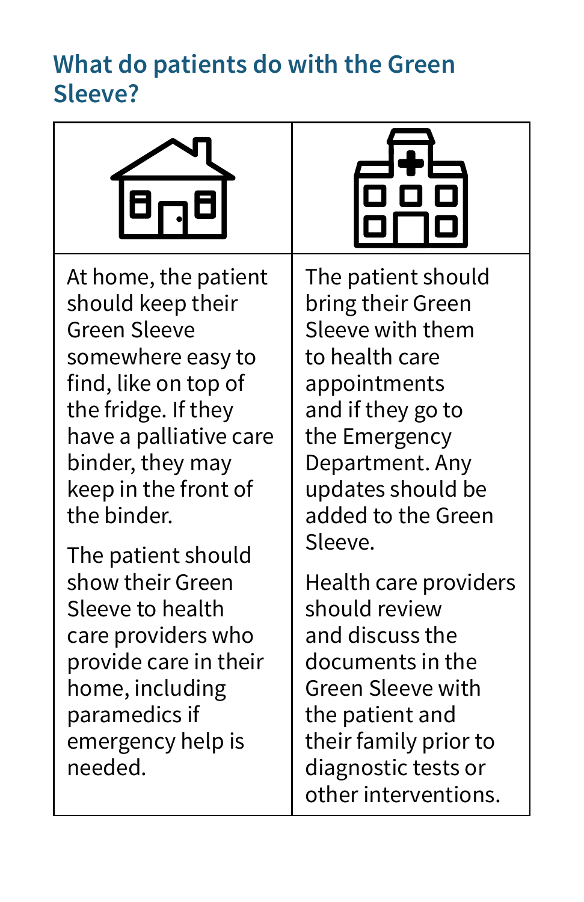## What do patients do with the Green Sleeve?

| At home | At the hospital |
| --- | --- |
| At home, the patient should keep their Green Sleeve somewhere easy to find, like on top of the fridge. If they have a palliative care binder, they may keep in the front of the binder.<br><br>The patient should show their Green Sleeve to health care providers who provide care in their home, including paramedics if emergency help is needed. | The patient should bring their Green Sleeve with them to health care appointments and if they go to the Emergency Department. Any updates should be added to the Green Sleeve.<br><br>Health care providers should review and discuss the documents in the Green Sleeve with the patient and their family prior to diagnostic tests or other interventions. |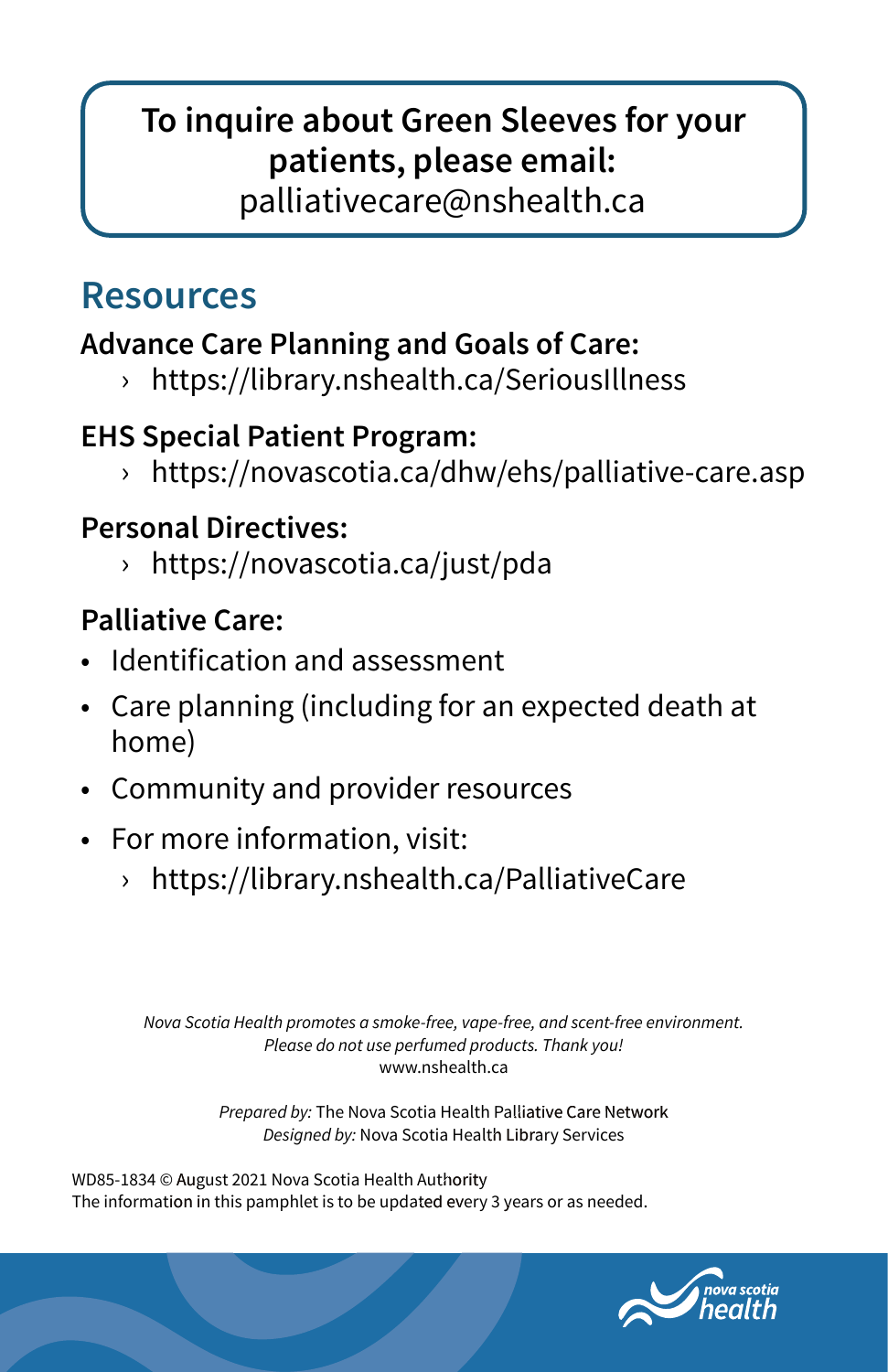**To inquire about Green Sleeves for your patients, please email:**
palliativecare@nshealth.ca

## Resources

### Advance Care Planning and Goals of Care:

- https://library.nshealth.ca/SeriousIllness

### EHS Special Patient Program:

- https://novascotia.ca/dhw/ehs/palliative-care.asp

### Personal Directives:

- https://novascotia.ca/just/pda

### Palliative Care:

- Identification and assessment
- Care planning (including for an expected death at home)
- Community and provider resources
- For more information, visit:
  - https://library.nshealth.ca/PalliativeCare

*Nova Scotia Health promotes a smoke-free, vape-free, and scent-free environment. Please do not use perfumed products. Thank you!*
www.nshealth.ca

*Prepared by:* The Nova Scotia Health Palliative Care Network
*Designed by:* Nova Scotia Health Library Services

WD85-1834 © August 2021 Nova Scotia Health Authority
The information in this pamphlet is to be updated every 3 years or as needed.

nova scotia health